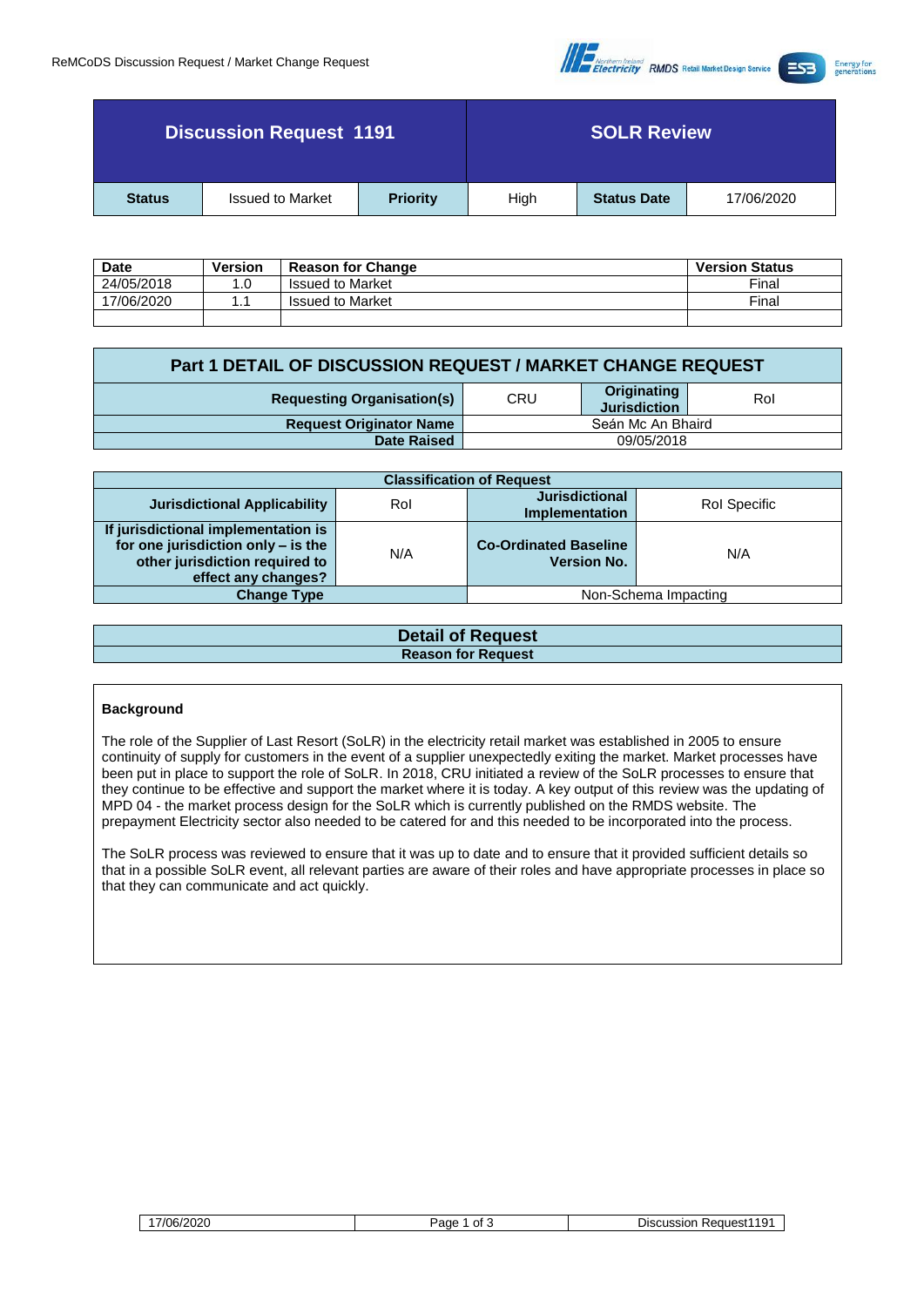| Discussion Request 1191 | | | | SOLR Review | |
|---|---|---|---|---|---|
| **Status** | Issued to Market | **Priority** | High | **Status Date** | 17/06/2020 |

| Date | Version | Reason for Change | Version Status |
|---|---|---|---|
| 24/05/2018 | 1.0 | Issued to Market | Final |
| 17/06/2020 | 1.1 | Issued to Market | Final |
| | | | |

## Part 1 DETAIL OF DISCUSSION REQUEST / MARKET CHANGE REQUEST

| | | | |
|---|---|---|---|
| **Requesting Organisation(s)** | CRU | **Originating Jurisdiction** | RoI |
| **Request Originator Name** | Seán Mc An Bhaird | | |
| **Date Raised** | 09/05/2018 | | |

| Classification of Request | | | |
|---|---|---|---|
| **Jurisdictional Applicability** | RoI | **Jurisdictional Implementation** | RoI Specific |
| **If jurisdictional implementation is for one jurisdiction only – is the other jurisdiction required to effect any changes?** | N/A | **Co-Ordinated Baseline Version No.** | N/A |
| **Change Type** | | Non-Schema Impacting | |

## Detail of Request

### Reason for Request

**Background**

The role of the Supplier of Last Resort (SoLR) in the electricity retail market was established in 2005 to ensure continuity of supply for customers in the event of a supplier unexpectedly exiting the market. Market processes have been put in place to support the role of SoLR. In 2018, CRU initiated a review of the SoLR processes to ensure that they continue to be effective and support the market where it is today. A key output of this review was the updating of MPD 04 - the market process design for the SoLR which is currently published on the RMDS website. The prepayment Electricity sector also needed to be catered for and this needed to be incorporated into the process.

The SoLR process was reviewed to ensure that it was up to date and to ensure that it provided sufficient details so that in a possible SoLR event, all relevant parties are aware of their roles and have appropriate processes in place so that they can communicate and act quickly.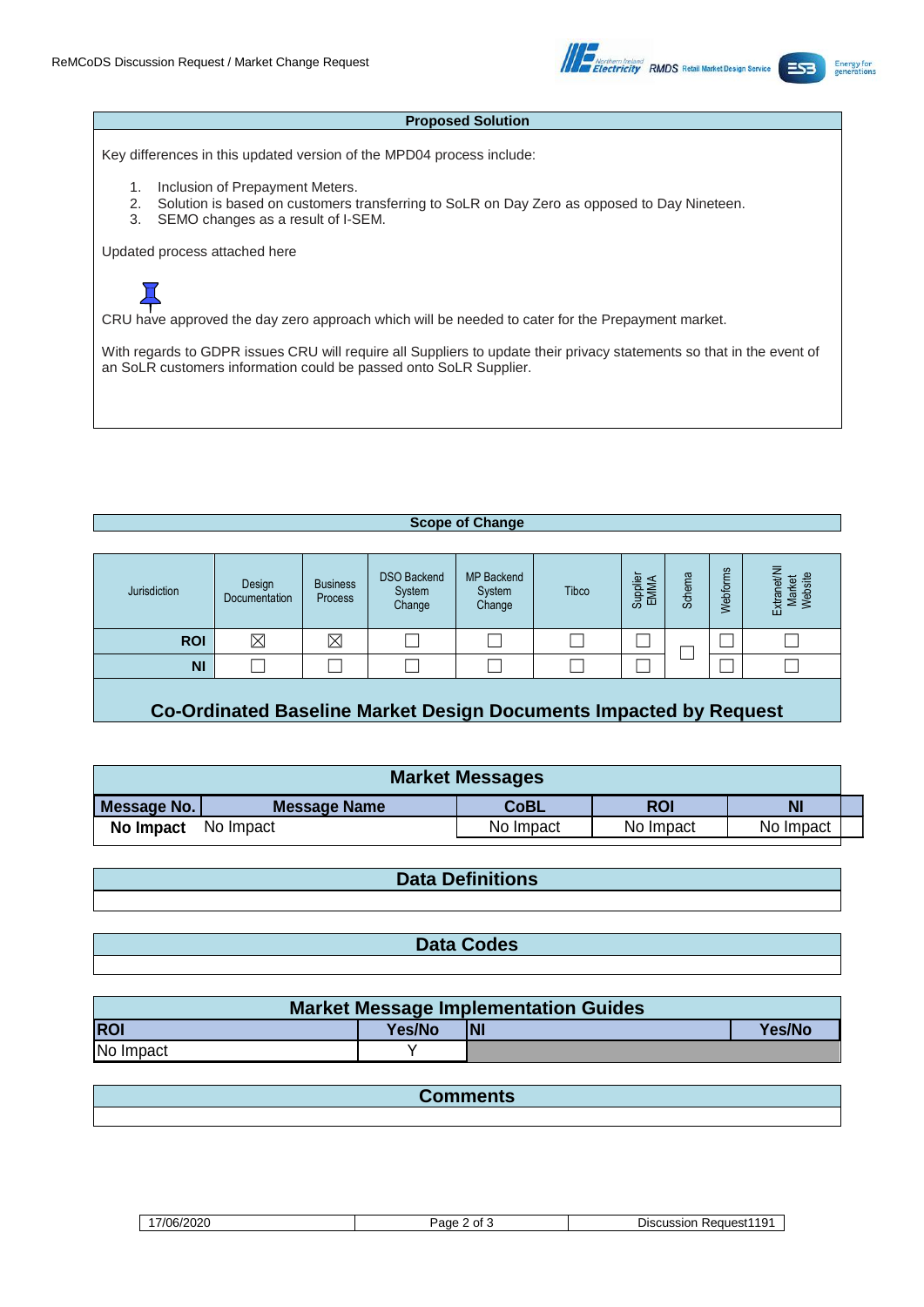## Proposed Solution

Key differences in this updated version of the MPD04 process include:

1. Inclusion of Prepayment Meters.
2. Solution is based on customers transferring to SoLR on Day Zero as opposed to Day Nineteen.
3. SEMO changes as a result of I-SEM.

Updated process attached here

CRU have approved the day zero approach which will be needed to cater for the Prepayment market.

With regards to GDPR issues CRU will require all Suppliers to update their privacy statements so that in the event of an SoLR customers information could be passed onto SoLR Supplier.

## Scope of Change

| Jurisdiction | Design Documentation | Business Process | DSO Backend System Change | MP Backend System Change | Tibco | Supplier EMMA | Schema | Webforms | Extranet/NI Market Website |
|---|---|---|---|---|---|---|---|---|---|
| ROI | ☒ | ☒ | ☐ | ☐ | ☐ | ☐ | ☐ | ☐ | ☐ |
| NI | ☐ | ☐ | ☐ | ☐ | ☐ | ☐ | | ☐ | ☐ |

## Co-Ordinated Baseline Market Design Documents Impacted by Request

### Market Messages

| Message No. | Message Name | CoBL | ROI | NI |
|---|---|---|---|---|
| No Impact | No Impact | No Impact | No Impact | No Impact |

### Data Definitions

### Data Codes

### Market Message Implementation Guides

| ROI | Yes/No | NI | Yes/No |
|---|---|---|---|
| No Impact | Y | | |

### Comments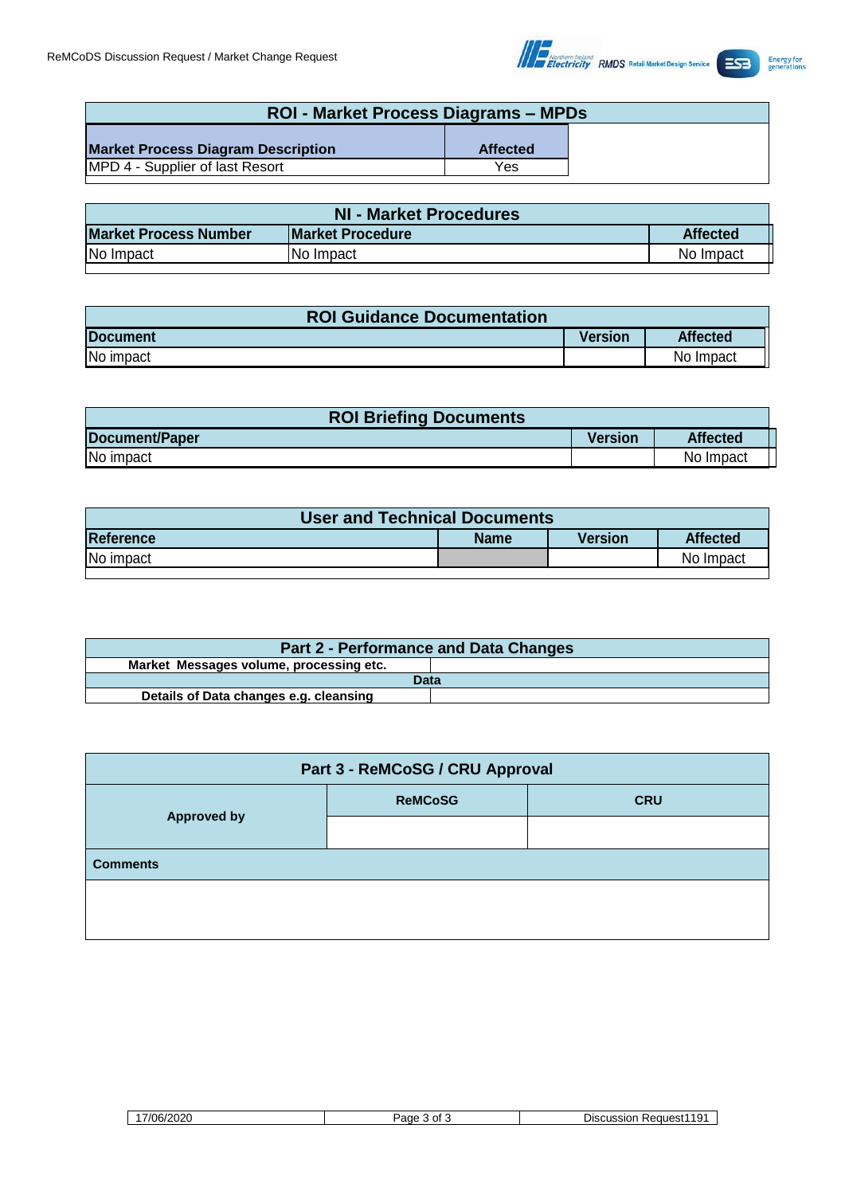## ROI - Market Process Diagrams – MPDs

| Market Process Diagram Description | Affected |
|---|---|
| MPD 4 - Supplier of last Resort | Yes |

## NI - Market Procedures

| Market Process Number | Market Procedure | Affected |
|---|---|---|
| No Impact | No Impact | No Impact |

## ROI Guidance Documentation

| Document | Version | Affected |
|---|---|---|
| No impact | | No Impact |

## ROI Briefing Documents

| Document/Paper | Version | Affected |
|---|---|---|
| No impact | | No Impact |

## User and Technical Documents

| Reference | Name | Version | Affected |
|---|---|---|---|
| No impact | | | No Impact |

## Part 2 - Performance and Data Changes

| | |
|---|---|
| **Market Messages volume, processing etc.** | |
| **Data** | |
| **Details of Data changes e.g. cleansing** | |

## Part 3 - ReMCoSG / CRU Approval

| | ReMCoSG | CRU |
|---|---|---|
| **Approved by** | | |

**Comments**